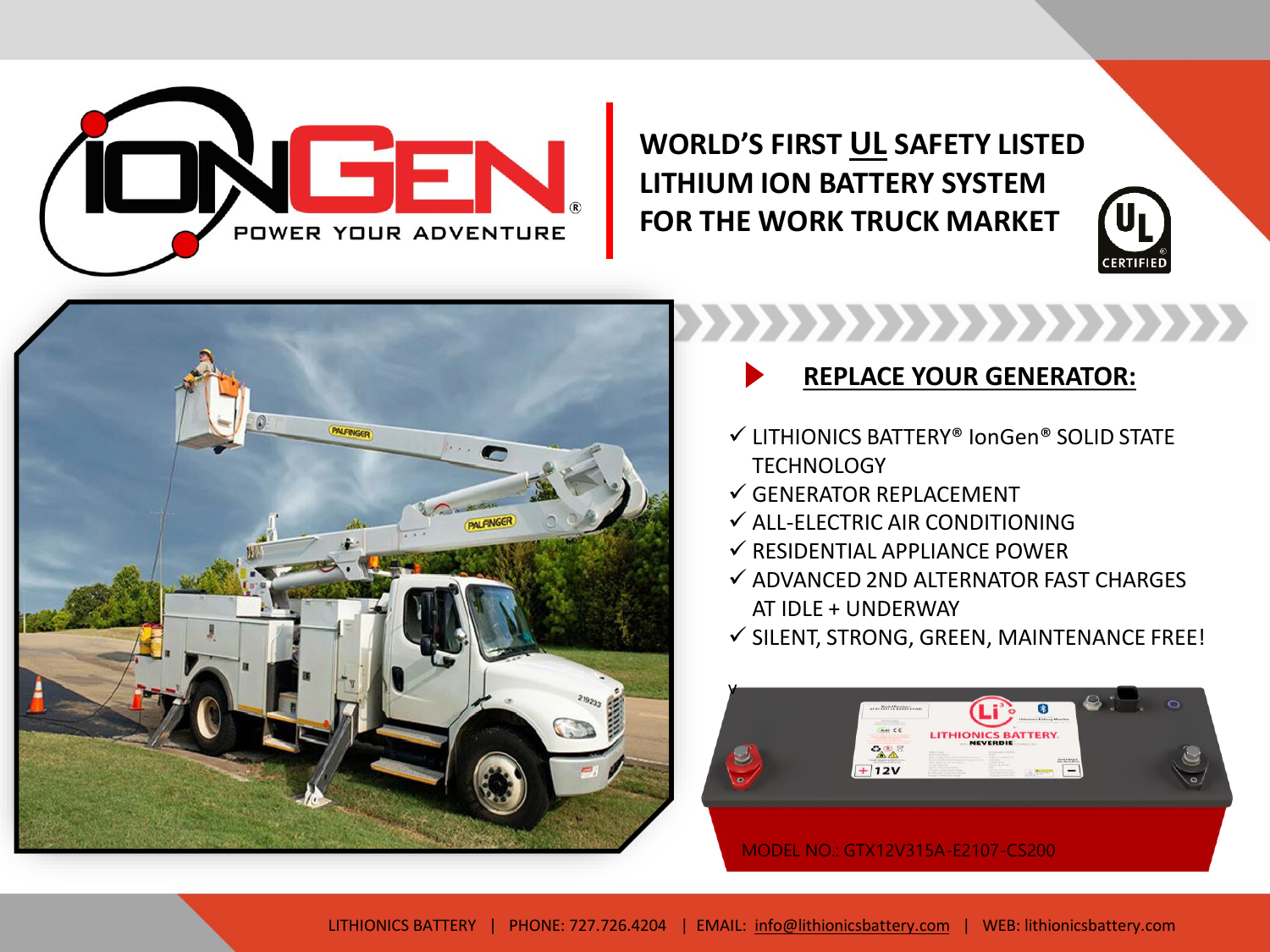# WORLD'S FIRST UL SAFETY LISTED LITHIUM ION BATTERY SYSTEM FOR THE WORK TRUCK MARKET

## REPLACE YOUR GENERATOR:

- ✓ LITHIONICS BATTERY® IonGen® SOLID STATE TECHNOLOGY
- ✓ GENERATOR REPLACEMENT
- ✓ ALL-ELECTRIC AIR CONDITIONING
- ✓ RESIDENTIAL APPLIANCE POWER
- ✓ ADVANCED 2ND ALTERNATOR FAST CHARGES AT IDLE + UNDERWAY
- ✓ SILENT, STRONG, GREEN, MAINTENANCE FREE!

MODEL NO.: GTX12V315A-E2107-CS200

LITHIONICS BATTERY | PHONE: 727.726.4204 | EMAIL: info@lithionicsbattery.com | WEB: lithionicsbattery.com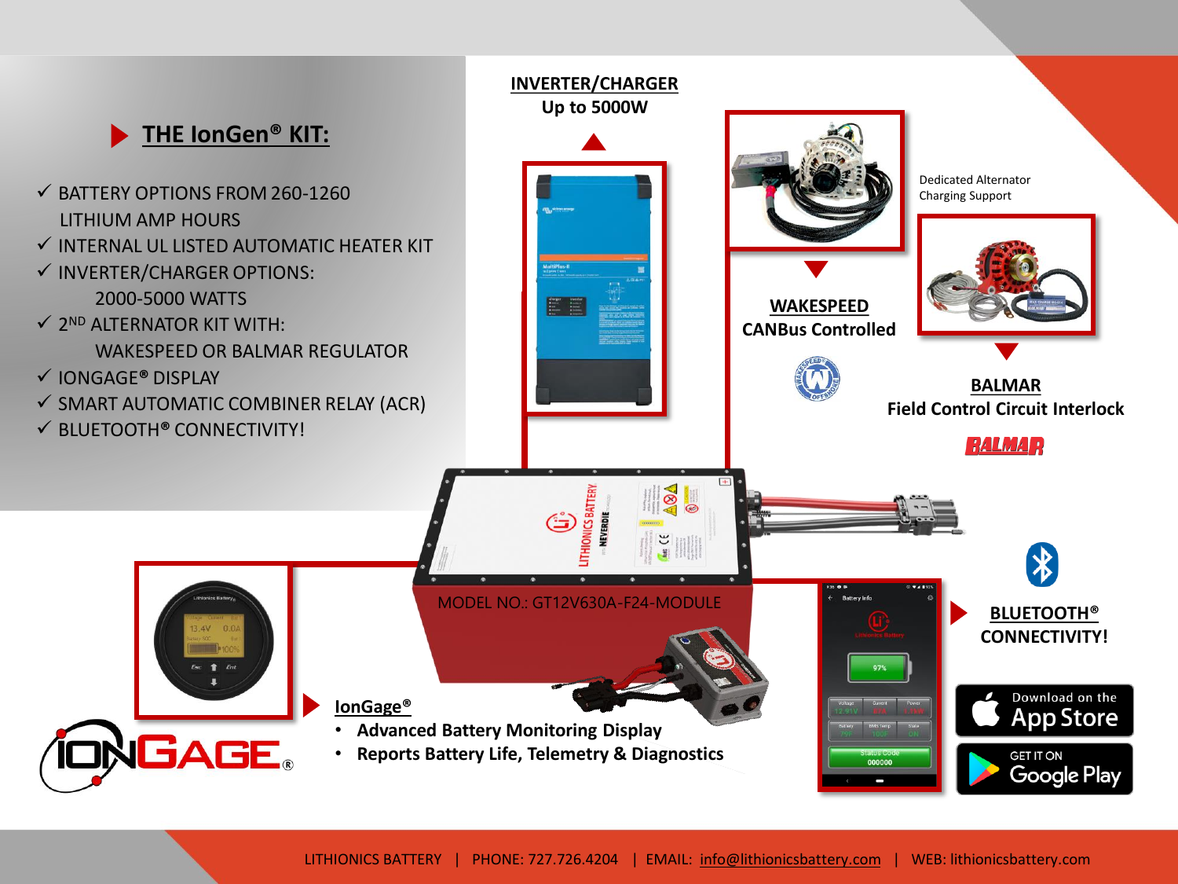## THE IonGen® KIT:

- ✓ BATTERY OPTIONS FROM 260-1260 LITHIUM AMP HOURS
- ✓ INTERNAL UL LISTED AUTOMATIC HEATER KIT
- ✓ INVERTER/CHARGER OPTIONS: 2000-5000 WATTS
- ✓ 2ND ALTERNATOR KIT WITH: WAKESPEED OR BALMAR REGULATOR
- ✓ IONGAGE® DISPLAY
- ✓ SMART AUTOMATIC COMBINER RELAY (ACR)
- ✓ BLUETOOTH® CONNECTIVITY!

**INVERTER/CHARGER**
**Up to 5000W**

Dedicated Alternator Charging Support

**WAKESPEED**
**CANBus Controlled**

**BALMAR**
**Field Control Circuit Interlock**

MODEL NO.: GT12V630A-F24-MODULE

**IonGage®**

- **Advanced Battery Monitoring Display**
- **Reports Battery Life, Telemetry & Diagnostics**

**BLUETOOTH®**
**CONNECTIVITY!**

Download on the App Store

GET IT ON Google Play

LITHIONICS BATTERY | PHONE: 727.726.4204 | EMAIL: info@lithionicsbattery.com | WEB: lithionicsbattery.com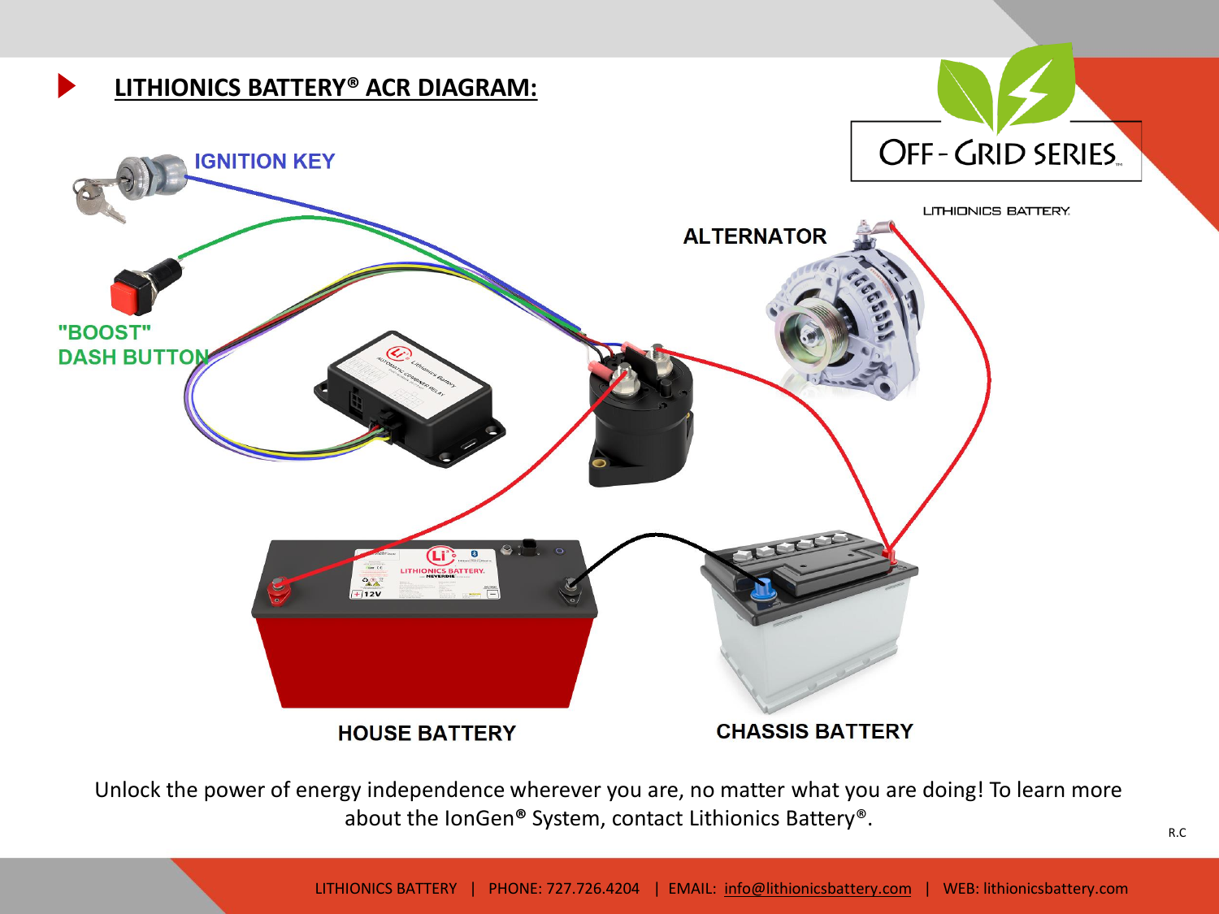## LITHIONICS BATTERY® ACR DIAGRAM:

IGNITION KEY

"BOOST" DASH BUTTON

ALTERNATOR

HOUSE BATTERY

CHASSIS BATTERY

Unlock the power of energy independence wherever you are, no matter what you are doing! To learn more about the IonGen® System, contact Lithionics Battery®.

R.C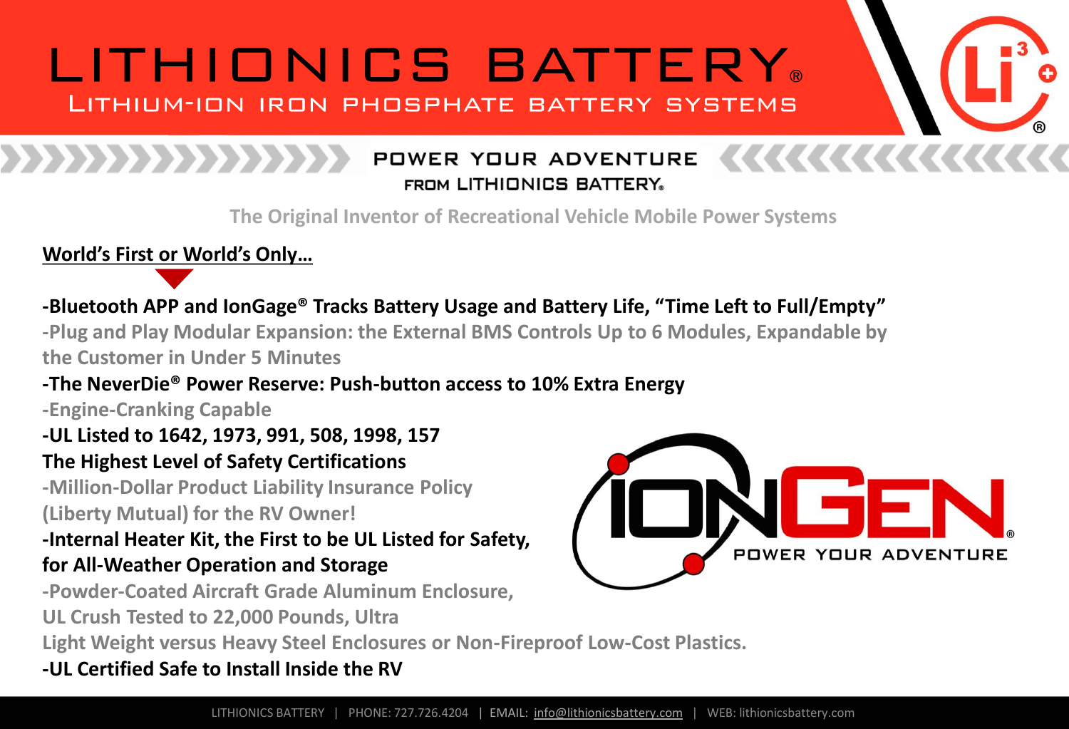# LITHIONICS BATTERY®

## LITHIUM-ION IRON PHOSPHATE BATTERY SYSTEMS

POWER YOUR ADVENTURE
FROM LITHIONICS BATTERY®

The Original Inventor of Recreational Vehicle Mobile Power Systems

**World's First or World's Only…**

**-Bluetooth APP and IonGage® Tracks Battery Usage and Battery Life, "Time Left to Full/Empty"**

**-Plug and Play Modular Expansion: the External BMS Controls Up to 6 Modules, Expandable by the Customer in Under 5 Minutes**

**-The NeverDie® Power Reserve: Push-button access to 10% Extra Energy**

**-Engine-Cranking Capable**

**-UL Listed to 1642, 1973, 991, 508, 1998, 157**
**The Highest Level of Safety Certifications**

**-Million-Dollar Product Liability Insurance Policy (Liberty Mutual) for the RV Owner!**

**-Internal Heater Kit, the First to be UL Listed for Safety, for All-Weather Operation and Storage**

**-Powder-Coated Aircraft Grade Aluminum Enclosure, UL Crush Tested to 22,000 Pounds, Ultra Light Weight versus Heavy Steel Enclosures or Non-Fireproof Low-Cost Plastics.**

**-UL Certified Safe to Install Inside the RV**

IONGEN®
POWER YOUR ADVENTURE

LITHIONICS BATTERY | PHONE: 727.726.4204 | EMAIL: info@lithionicsbattery.com | WEB: lithionicsbattery.com